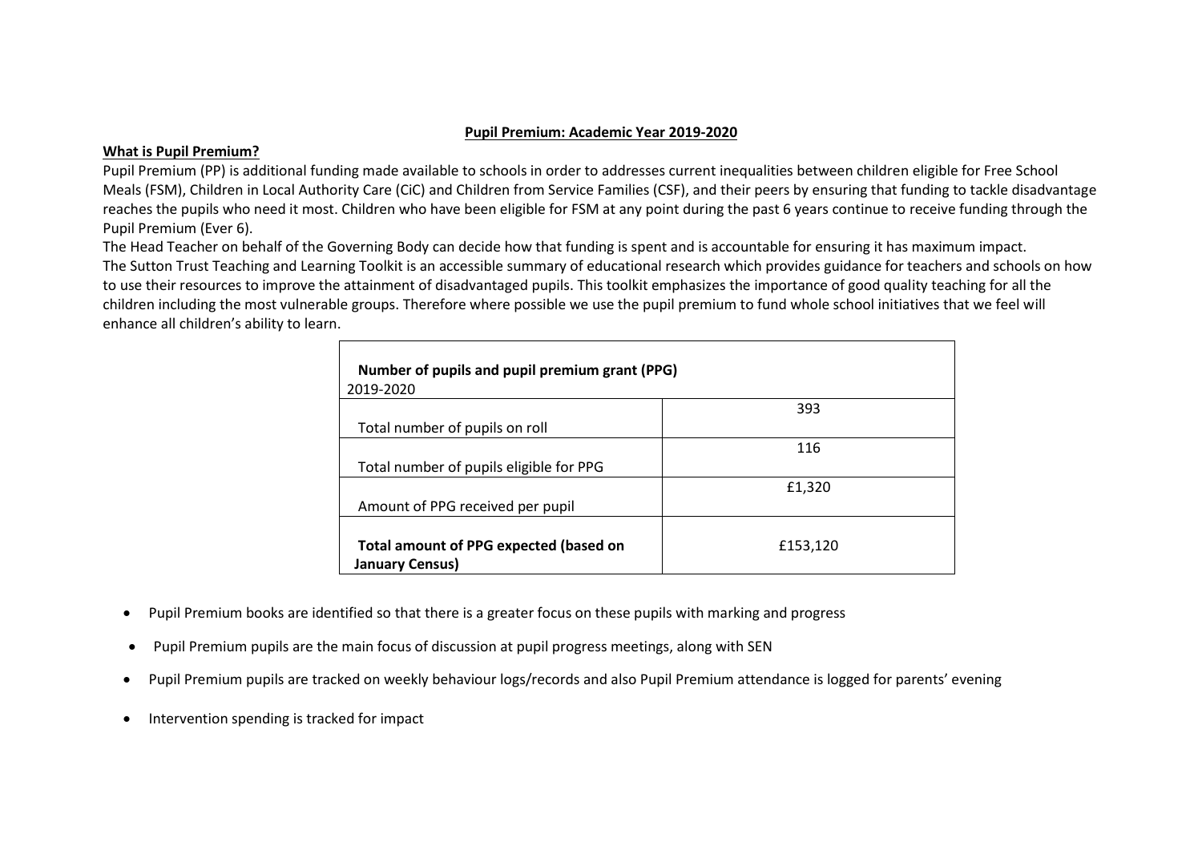## Pupil Premium: Academic Year 2019-2020

### What is Pupil Premium?

Pupil Premium (PP) is additional funding made available to schools in order to addresses current inequalities between children eligible for Free School Meals (FSM), Children in Local Authority Care (CiC) and Children from Service Families (CSF), and their peers by ensuring that funding to tackle disadvantage reaches the pupils who need it most. Children who have been eligible for FSM at any point during the past 6 years continue to receive funding through the Pupil Premium (Ever 6).

The Head Teacher on behalf of the Governing Body can decide how that funding is spent and is accountable for ensuring it has maximum impact.

The Sutton Trust Teaching and Learning Toolkit is an accessible summary of educational research which provides guidance for teachers and schools on how to use their resources to improve the attainment of disadvantaged pupils. This toolkit emphasizes the importance of good quality teaching for all the children including the most vulnerable groups. Therefore where possible we use the pupil premium to fund whole school initiatives that we feel will enhance all children's ability to learn.

| **Number of pupils and pupil premium grant (PPG)** 2019-2020 | |
|---|---|
| Total number of pupils on roll | 393 |
| Total number of pupils eligible for PPG | 116 |
| Amount of PPG received per pupil | £1,320 |
| **Total amount of PPG expected (based on January Census)** | £153,120 |

- Pupil Premium books are identified so that there is a greater focus on these pupils with marking and progress
- Pupil Premium pupils are the main focus of discussion at pupil progress meetings, along with SEN
- Pupil Premium pupils are tracked on weekly behaviour logs/records and also Pupil Premium attendance is logged for parents' evening
- Intervention spending is tracked for impact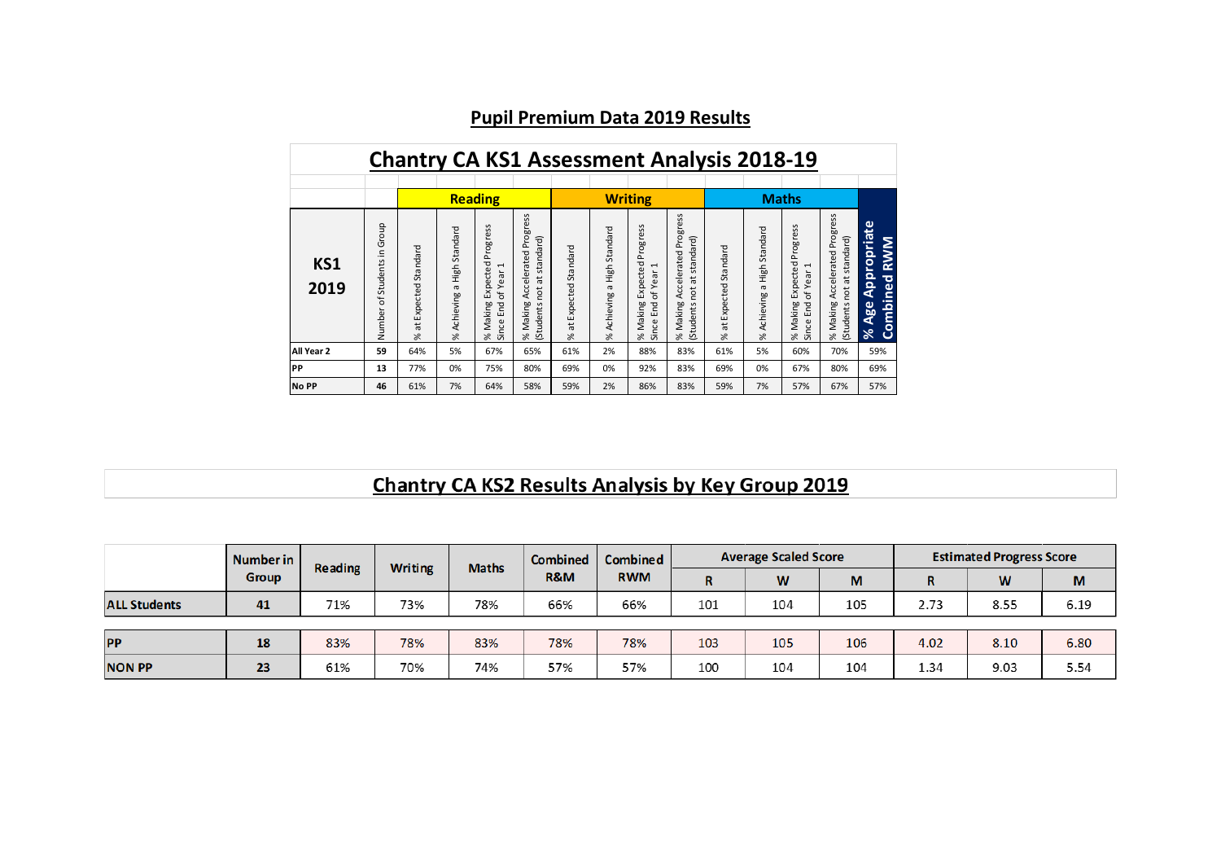# Pupil Premium Data 2019 Results

## Chantry CA KS1 Assessment Analysis 2018-19

| KS1 2019 | Number of Students in Group | Reading | | | | Writing | | | | Maths | | | | % Age Appropriate Combined RWM |
|---|---|---|---|---|---|---|---|---|---|---|---|---|---|---|
| | | % at Expected Standard | % Achieving a High Standard | % Making Expected Progress Since End of Year 1 | % Making Accelerated Progress (Students not at standard) | % at Expected Standard | % Achieving a High Standard | % Making Expected Progress Since End of Year 1 | % Making Accelerated Progress (Students not at standard) | % at Expected Standard | % Achieving a High Standard | % Making Expected Progress Since End of Year 1 | % Making Accelerated Progress (Students not at standard) | |
| All Year 2 | 59 | 64% | 5% | 67% | 65% | 61% | 2% | 88% | 83% | 61% | 5% | 60% | 70% | 59% |
| PP | 13 | 77% | 0% | 75% | 80% | 69% | 0% | 92% | 83% | 69% | 0% | 67% | 80% | 69% |
| No PP | 46 | 61% | 7% | 64% | 58% | 59% | 2% | 86% | 83% | 59% | 7% | 57% | 67% | 57% |

## Chantry CA KS2 Results Analysis by Key Group 2019

| | Number in Group | Reading | Writing | Maths | Combined R&M | Combined RWM | Average Scaled Score | | | Estimated Progress Score | | |
|---|---|---|---|---|---|---|---|---|---|---|---|---|
| | | | | | | | R | W | M | R | W | M |
| ALL Students | 41 | 71% | 73% | 78% | 66% | 66% | 101 | 104 | 105 | 2.73 | 8.55 | 6.19 |
| PP | 18 | 83% | 78% | 83% | 78% | 78% | 103 | 105 | 106 | 4.02 | 8.10 | 6.80 |
| NON PP | 23 | 61% | 70% | 74% | 57% | 57% | 100 | 104 | 104 | 1.34 | 9.03 | 5.54 |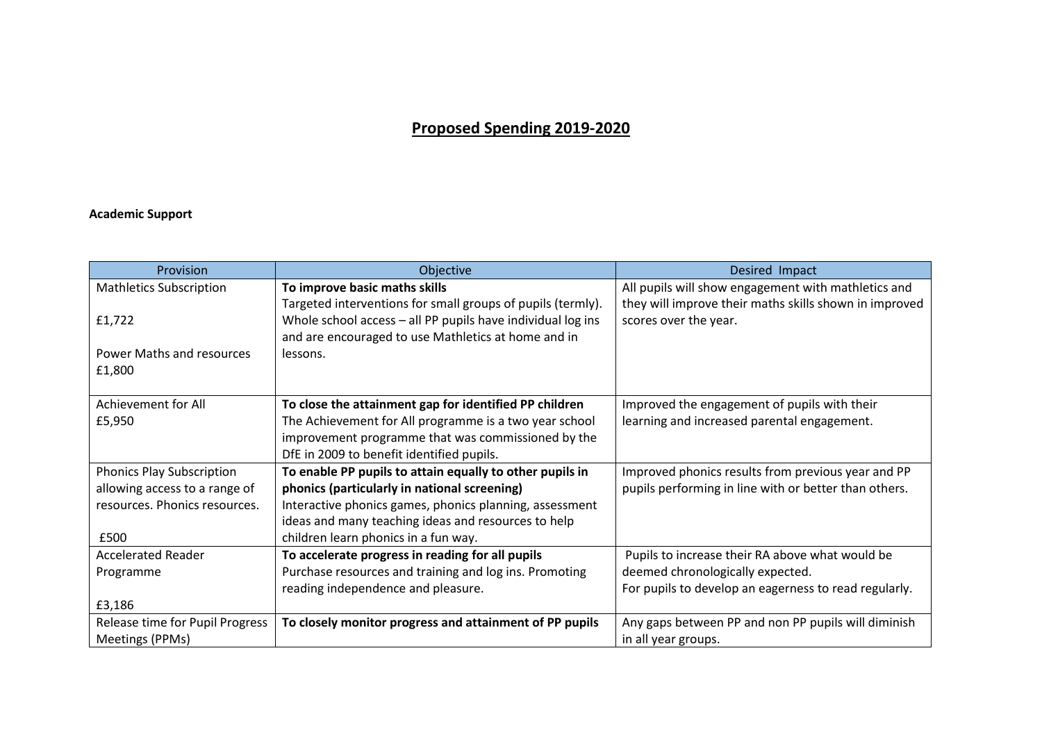# Proposed Spending 2019-2020

**Academic Support**

| Provision | Objective | Desired Impact |
|---|---|---|
| Mathletics Subscription<br><br>£1,722<br><br>Power Maths and resources £1,800 | **To improve basic maths skills**<br>Targeted interventions for small groups of pupils (termly). Whole school access – all PP pupils have individual log ins and are encouraged to use Mathletics at home and in lessons. | All pupils will show engagement with mathletics and they will improve their maths skills shown in improved scores over the year. |
| Achievement for All<br>£5,950 | **To close the attainment gap for identified PP children**<br>The Achievement for All programme is a two year school improvement programme that was commissioned by the DfE in 2009 to benefit identified pupils. | Improved the engagement of pupils with their learning and increased parental engagement. |
| Phonics Play Subscription allowing access to a range of resources. Phonics resources.<br><br>£500 | **To enable PP pupils to attain equally to other pupils in phonics (particularly in national screening)**<br>Interactive phonics games, phonics planning, assessment ideas and many teaching ideas and resources to help children learn phonics in a fun way. | Improved phonics results from previous year and PP pupils performing in line with or better than others. |
| Accelerated Reader Programme<br><br>£3,186 | **To accelerate progress in reading for all pupils**<br>Purchase resources and training and log ins. Promoting reading independence and pleasure. | Pupils to increase their RA above what would be deemed chronologically expected.<br>For pupils to develop an eagerness to read regularly. |
| Release time for Pupil Progress Meetings (PPMs) | **To closely monitor progress and attainment of PP pupils** | Any gaps between PP and non PP pupils will diminish in all year groups. |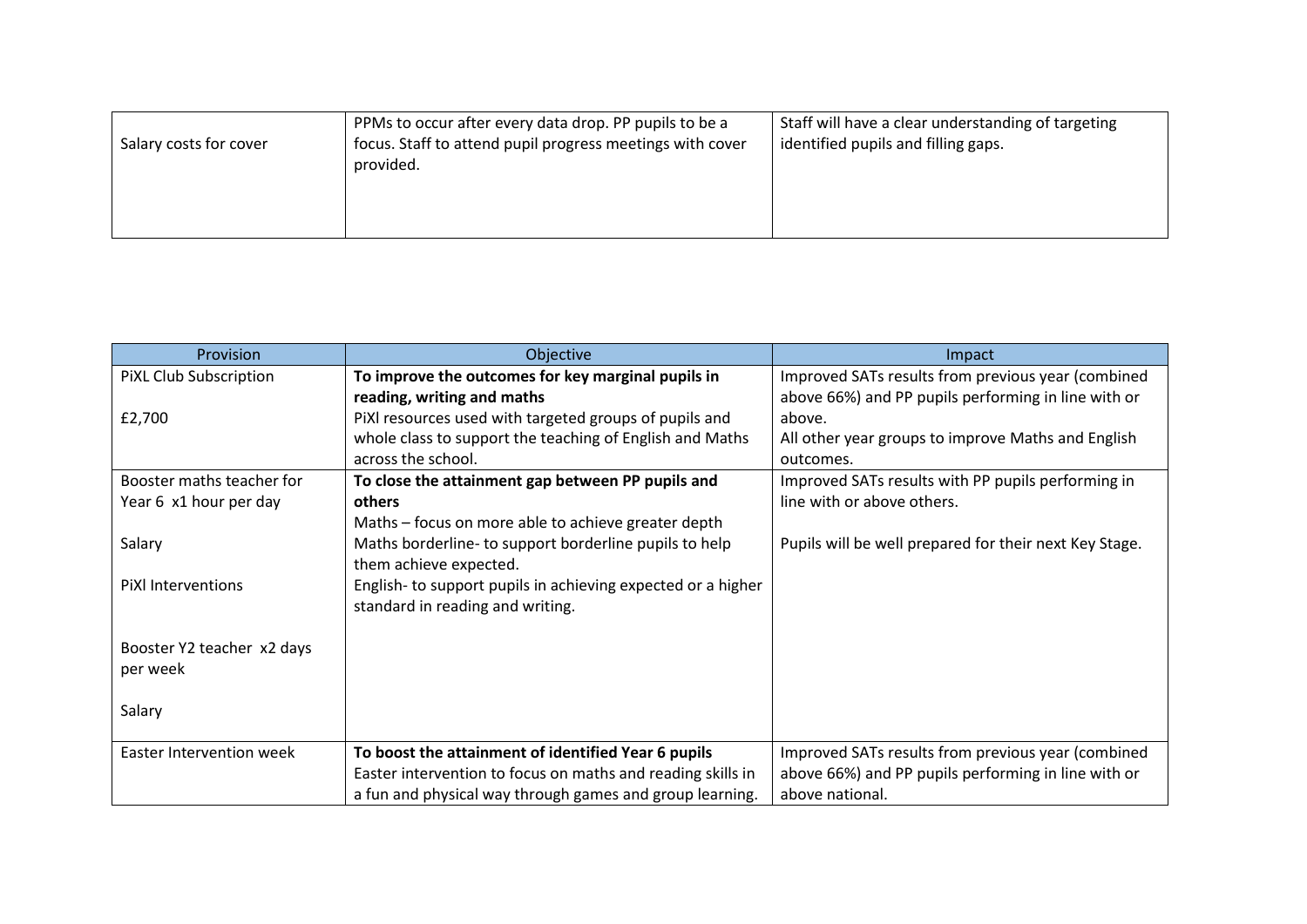| | | |
|---|---|---|
| Salary costs for cover | PPMs to occur after every data drop. PP pupils to be a focus. Staff to attend pupil progress meetings with cover provided. | Staff will have a clear understanding of targeting identified pupils and filling gaps. |

| Provision | Objective | Impact |
|---|---|---|
| PiXL Club Subscription<br><br>£2,700 | **To improve the outcomes for key marginal pupils in reading, writing and maths**<br>PiXl resources used with targeted groups of pupils and whole class to support the teaching of English and Maths across the school. | Improved SATs results from previous year (combined above 66%) and PP pupils performing in line with or above.<br>All other year groups to improve Maths and English outcomes. |
| Booster maths teacher for Year 6 x1 hour per day<br><br>Salary<br><br>PiXl Interventions<br><br><br>Booster Y2 teacher x2 days per week<br><br>Salary | **To close the attainment gap between PP pupils and others**<br>Maths – focus on more able to achieve greater depth<br>Maths borderline- to support borderline pupils to help them achieve expected.<br>English- to support pupils in achieving expected or a higher standard in reading and writing. | Improved SATs results with PP pupils performing in line with or above others.<br><br>Pupils will be well prepared for their next Key Stage. |
| Easter Intervention week | **To boost the attainment of identified Year 6 pupils**<br>Easter intervention to focus on maths and reading skills in a fun and physical way through games and group learning. | Improved SATs results from previous year (combined above 66%) and PP pupils performing in line with or above national. |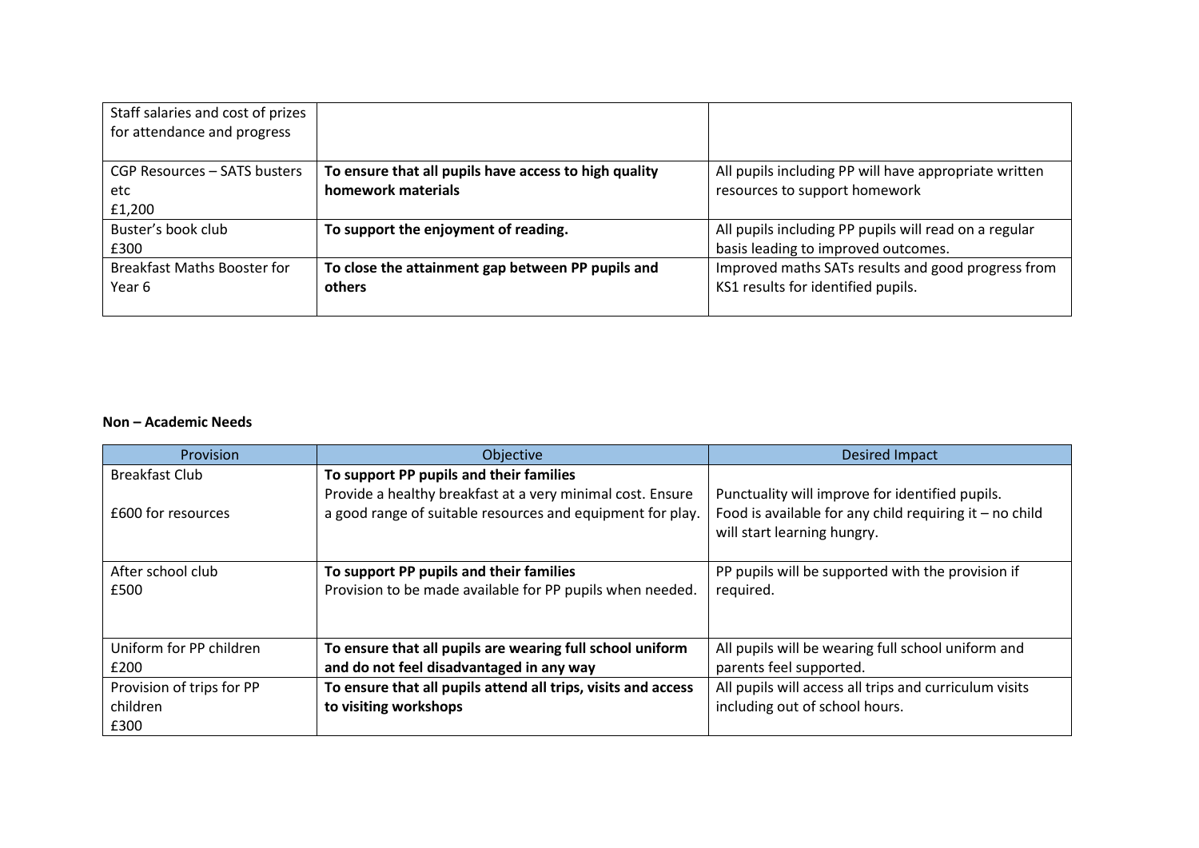| | | |
|---|---|---|
| Staff salaries and cost of prizes for attendance and progress | | |
| CGP Resources – SATS busters etc<br>£1,200 | **To ensure that all pupils have access to high quality homework materials** | All pupils including PP will have appropriate written resources to support homework |
| Buster's book club<br>£300 | **To support the enjoyment of reading.** | All pupils including PP pupils will read on a regular basis leading to improved outcomes. |
| Breakfast Maths Booster for Year 6 | **To close the attainment gap between PP pupils and others** | Improved maths SATs results and good progress from KS1 results for identified pupils. |

**Non – Academic Needs**

| Provision | Objective | Desired Impact |
|---|---|---|
| Breakfast Club<br><br>£600 for resources | **To support PP pupils and their families**<br>Provide a healthy breakfast at a very minimal cost. Ensure a good range of suitable resources and equipment for play. | Punctuality will improve for identified pupils.<br>Food is available for any child requiring it – no child will start learning hungry. |
| After school club<br>£500 | **To support PP pupils and their families**<br>Provision to be made available for PP pupils when needed. | PP pupils will be supported with the provision if required. |
| Uniform for PP children<br>£200 | **To ensure that all pupils are wearing full school uniform and do not feel disadvantaged in any way** | All pupils will be wearing full school uniform and parents feel supported. |
| Provision of trips for PP children<br>£300 | **To ensure that all pupils attend all trips, visits and access to visiting workshops** | All pupils will access all trips and curriculum visits including out of school hours. |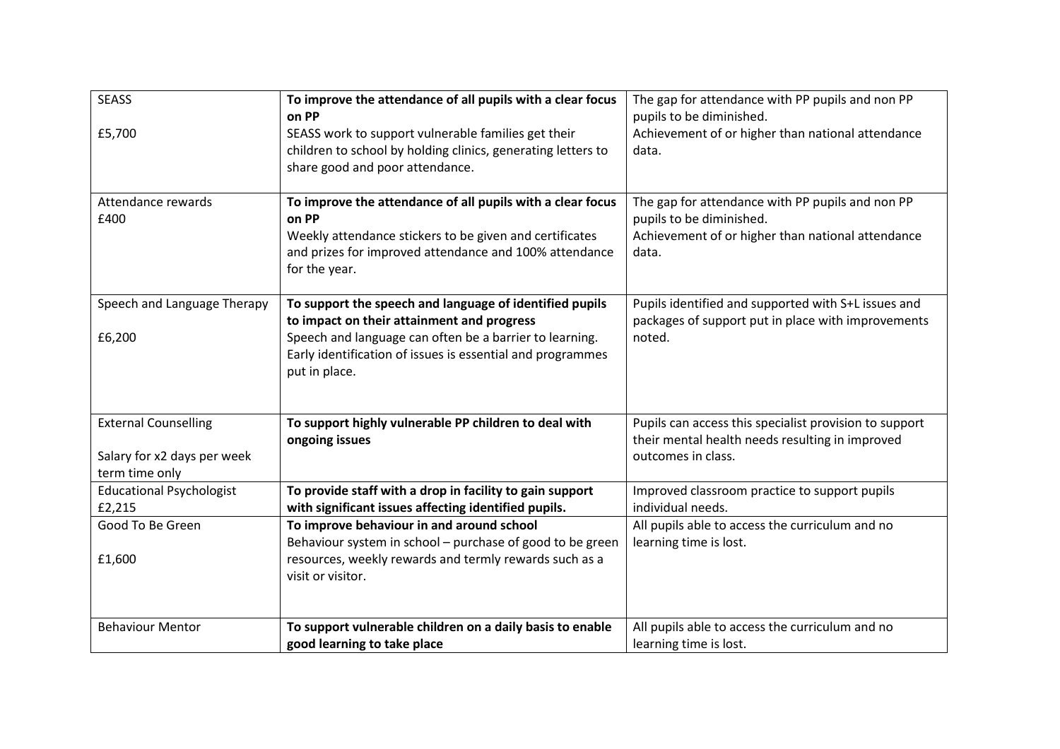| SEASS<br><br>£5,700 | **To improve the attendance of all pupils with a clear focus on PP**<br>SEASS work to support vulnerable families get their children to school by holding clinics, generating letters to share good and poor attendance. | The gap for attendance with PP pupils and non PP pupils to be diminished.<br>Achievement of or higher than national attendance data. |
|---|---|---|
| Attendance rewards<br>£400 | **To improve the attendance of all pupils with a clear focus on PP**<br>Weekly attendance stickers to be given and certificates and prizes for improved attendance and 100% attendance for the year. | The gap for attendance with PP pupils and non PP pupils to be diminished.<br>Achievement of or higher than national attendance data. |
| Speech and Language Therapy<br><br>£6,200 | **To support the speech and language of identified pupils to impact on their attainment and progress**<br>Speech and language can often be a barrier to learning. Early identification of issues is essential and programmes put in place. | Pupils identified and supported with S+L issues and packages of support put in place with improvements noted. |
| External Counselling<br><br>Salary for x2 days per week term time only | **To support highly vulnerable PP children to deal with ongoing issues** | Pupils can access this specialist provision to support their mental health needs resulting in improved outcomes in class. |
| Educational Psychologist<br>£2,215 | **To provide staff with a drop in facility to gain support with significant issues affecting identified pupils.** | Improved classroom practice to support pupils individual needs. |
| Good To Be Green<br><br>£1,600 | **To improve behaviour in and around school**<br>Behaviour system in school – purchase of good to be green resources, weekly rewards and termly rewards such as a visit or visitor. | All pupils able to access the curriculum and no learning time is lost. |
| Behaviour Mentor | **To support vulnerable children on a daily basis to enable good learning to take place** | All pupils able to access the curriculum and no learning time is lost. |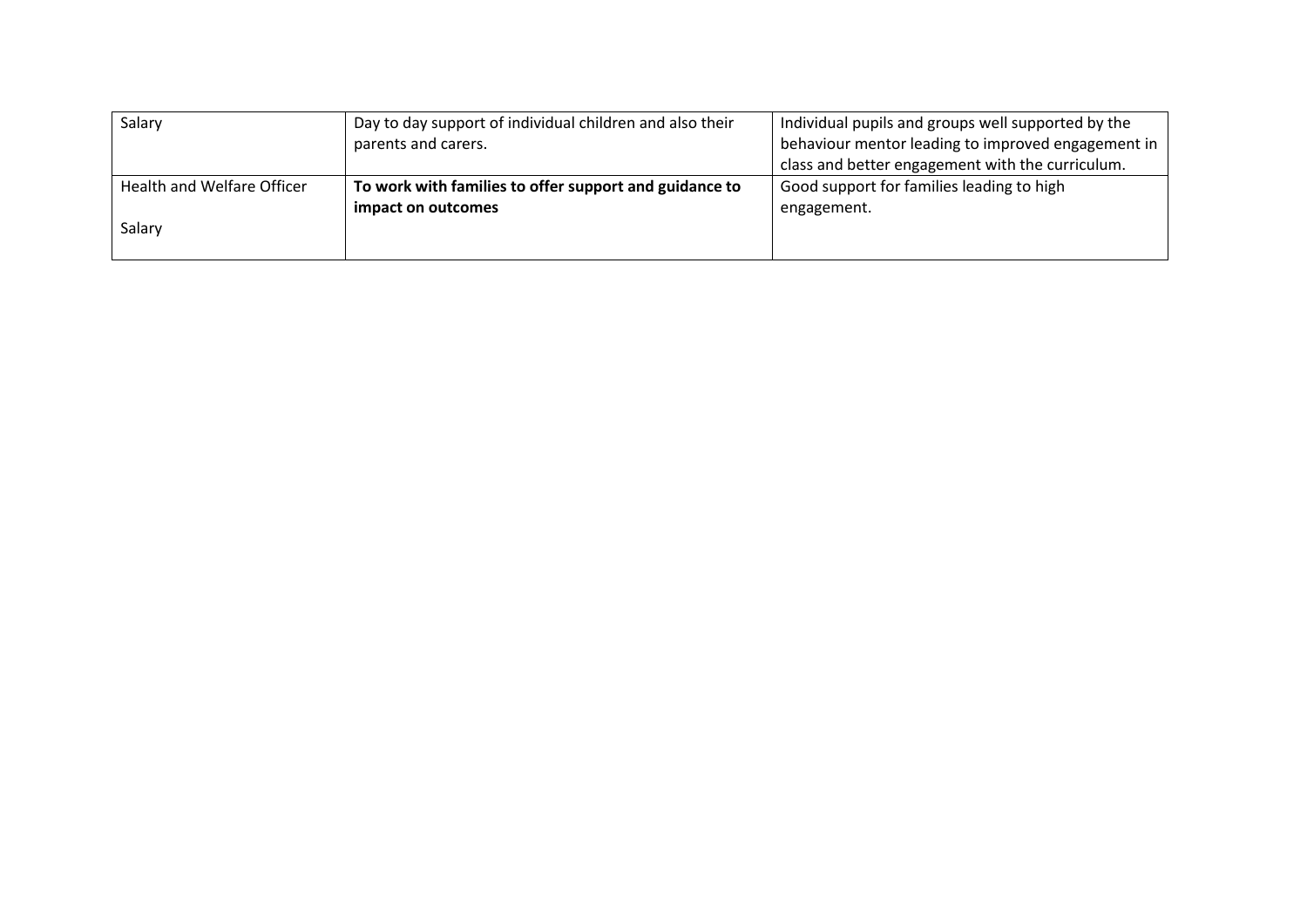| | | |
|---|---|---|
| Salary | Day to day support of individual children and also their parents and carers. | Individual pupils and groups well supported by the behaviour mentor leading to improved engagement in class and better engagement with the curriculum. |
| Health and Welfare Officer<br><br>Salary | **To work with families to offer support and guidance to impact on outcomes** | Good support for families leading to high engagement. |